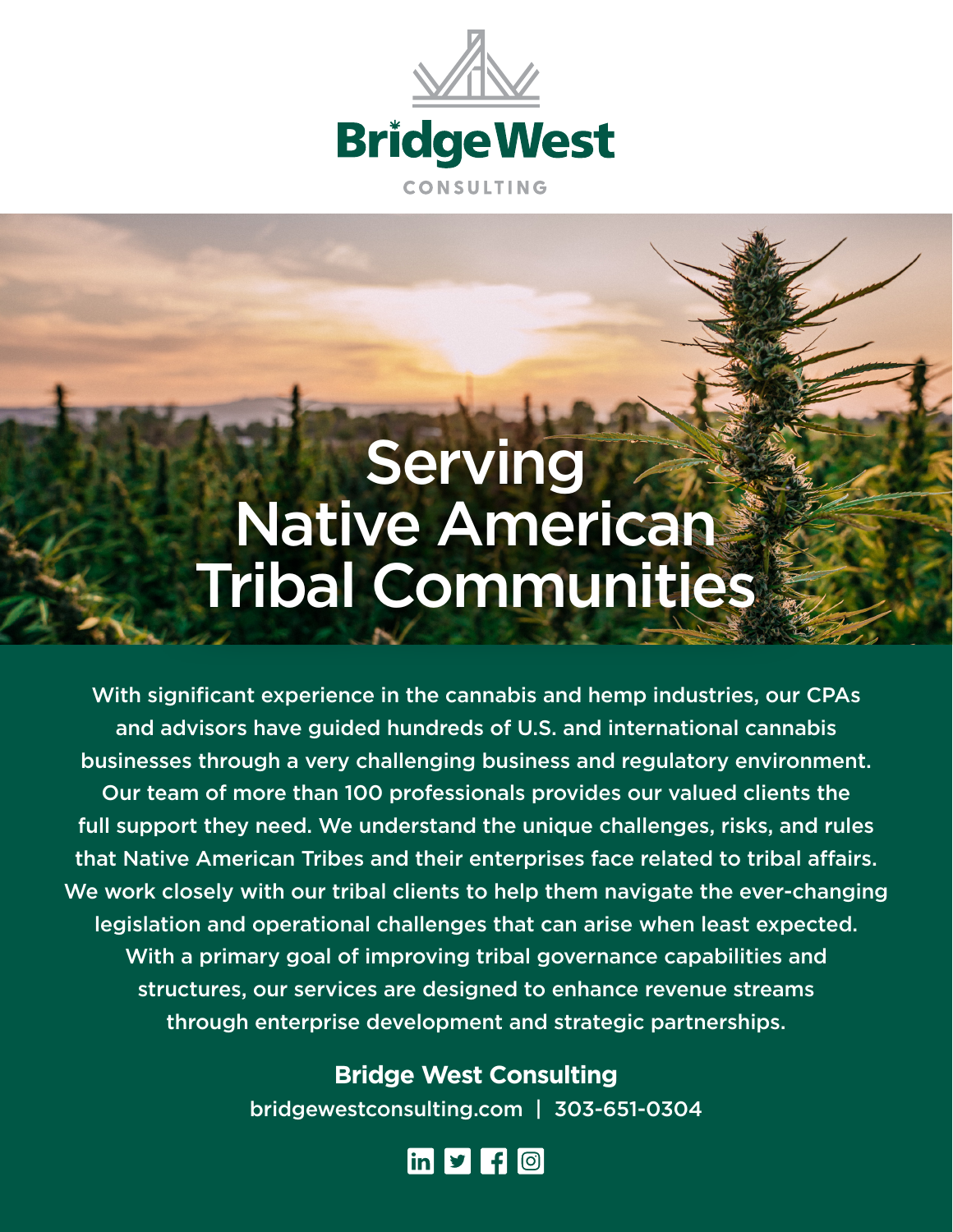BridgeWest

CONSULTING

# Serving Native American Tribal Communities

With significant experience in the cannabis and hemp industries, our CPAs and advisors have guided hundreds of U.S. and international cannabis businesses through a very challenging business and regulatory environment. Our team of more than 100 professionals provides our valued clients the full support they need. We understand the unique challenges, risks, and rules that Native American Tribes and their enterprises face related to tribal affairs. We work closely with our tribal clients to help them navigate the ever-changing legislation and operational challenges that can arise when least expected. With a primary goal of improving tribal governance capabilities and structures, our services are designed to enhance revenue streams through enterprise development and strategic partnerships.

**Bridge West Consulting**

bridgewestconsulting.com | 303-651-0304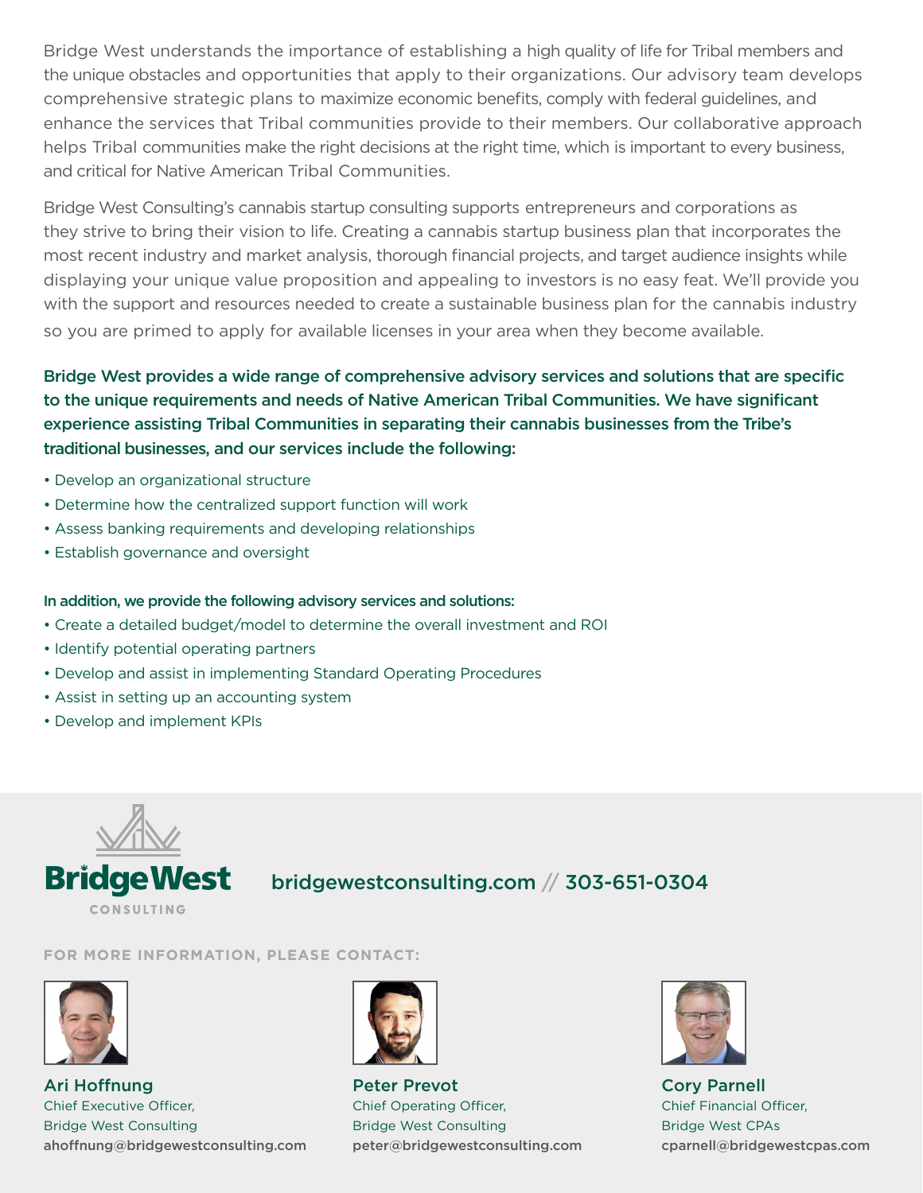Bridge West understands the importance of establishing a high quality of life for Tribal members and the unique obstacles and opportunities that apply to their organizations. Our advisory team develops comprehensive strategic plans to maximize economic benefits, comply with federal guidelines, and enhance the services that Tribal communities provide to their members. Our collaborative approach helps Tribal communities make the right decisions at the right time, which is important to every business, and critical for Native American Tribal Communities.

Bridge West Consulting's cannabis startup consulting supports entrepreneurs and corporations as they strive to bring their vision to life. Creating a cannabis startup business plan that incorporates the most recent industry and market analysis, thorough financial projects, and target audience insights while displaying your unique value proposition and appealing to investors is no easy feat. We'll provide you with the support and resources needed to create a sustainable business plan for the cannabis industry so you are primed to apply for available licenses in your area when they become available.

**Bridge West provides a wide range of comprehensive advisory services and solutions that are specific to the unique requirements and needs of Native American Tribal Communities. We have significant experience assisting Tribal Communities in separating their cannabis businesses from the Tribe's traditional businesses, and our services include the following:**

- Develop an organizational structure
- Determine how the centralized support function will work
- Assess banking requirements and developing relationships
- Establish governance and oversight

**In addition, we provide the following advisory services and solutions:**

- Create a detailed budget/model to determine the overall investment and ROI
- Identify potential operating partners
- Develop and assist in implementing Standard Operating Procedures
- Assist in setting up an accounting system
- Develop and implement KPIs

BridgeWest CONSULTING

bridgewestconsulting.com // 303-651-0304

FOR MORE INFORMATION, PLEASE CONTACT:

**Ari Hoffnung**
Chief Executive Officer,
Bridge West Consulting
ahoffnung@bridgewestconsulting.com

**Peter Prevot**
Chief Operating Officer,
Bridge West Consulting
peter@bridgewestconsulting.com

**Cory Parnell**
Chief Financial Officer,
Bridge West CPAs
cparnell@bridgewestcpas.com